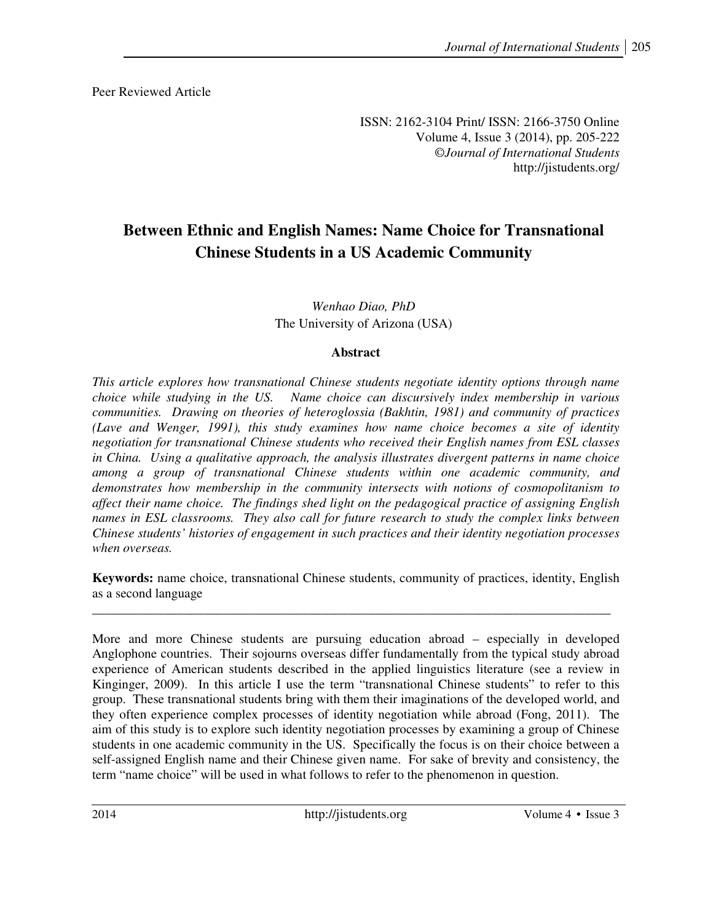Peer Reviewed Article

ISSN: 2162-3104 Print/ ISSN: 2166-3750 Online
Volume 4, Issue 3 (2014), pp. 205-222
©*Journal of International Students*
http://jistudents.org/

# Between Ethnic and English Names: Name Choice for Transnational Chinese Students in a US Academic Community

*Wenhao Diao, PhD*
The University of Arizona (USA)

## Abstract

*This article explores how transnational Chinese students negotiate identity options through name choice while studying in the US. Name choice can discursively index membership in various communities. Drawing on theories of heteroglossia (Bakhtin, 1981) and community of practices (Lave and Wenger, 1991), this study examines how name choice becomes a site of identity negotiation for transnational Chinese students who received their English names from ESL classes in China. Using a qualitative approach, the analysis illustrates divergent patterns in name choice among a group of transnational Chinese students within one academic community, and demonstrates how membership in the community intersects with notions of cosmopolitanism to affect their name choice. The findings shed light on the pedagogical practice of assigning English names in ESL classrooms. They also call for future research to study the complex links between Chinese students' histories of engagement in such practices and their identity negotiation processes when overseas.*

**Keywords:** name choice, transnational Chinese students, community of practices, identity, English as a second language

---

More and more Chinese students are pursuing education abroad – especially in developed Anglophone countries. Their sojourns overseas differ fundamentally from the typical study abroad experience of American students described in the applied linguistics literature (see a review in Kinginger, 2009). In this article I use the term "transnational Chinese students" to refer to this group. These transnational students bring with them their imaginations of the developed world, and they often experience complex processes of identity negotiation while abroad (Fong, 2011). The aim of this study is to explore such identity negotiation processes by examining a group of Chinese students in one academic community in the US. Specifically the focus is on their choice between a self-assigned English name and their Chinese given name. For sake of brevity and consistency, the term "name choice" will be used in what follows to refer to the phenomenon in question.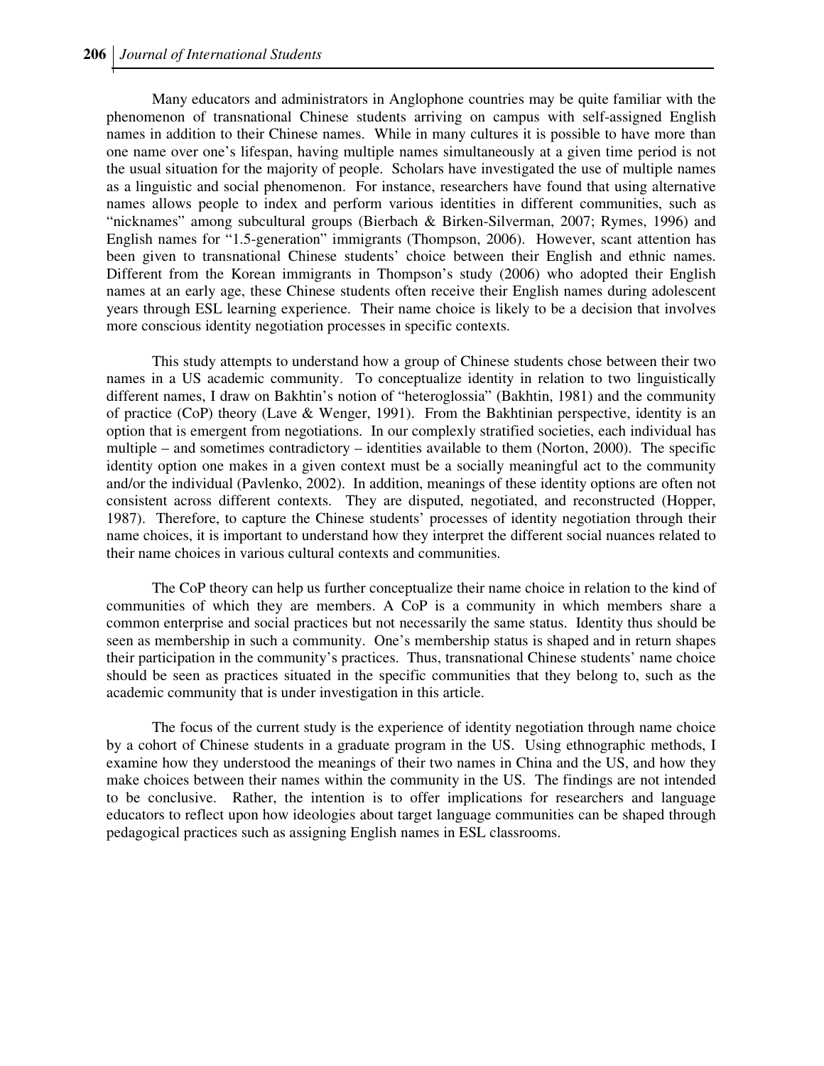Many educators and administrators in Anglophone countries may be quite familiar with the phenomenon of transnational Chinese students arriving on campus with self-assigned English names in addition to their Chinese names. While in many cultures it is possible to have more than one name over one's lifespan, having multiple names simultaneously at a given time period is not the usual situation for the majority of people. Scholars have investigated the use of multiple names as a linguistic and social phenomenon. For instance, researchers have found that using alternative names allows people to index and perform various identities in different communities, such as "nicknames" among subcultural groups (Bierbach & Birken-Silverman, 2007; Rymes, 1996) and English names for "1.5-generation" immigrants (Thompson, 2006). However, scant attention has been given to transnational Chinese students' choice between their English and ethnic names. Different from the Korean immigrants in Thompson's study (2006) who adopted their English names at an early age, these Chinese students often receive their English names during adolescent years through ESL learning experience. Their name choice is likely to be a decision that involves more conscious identity negotiation processes in specific contexts.

This study attempts to understand how a group of Chinese students chose between their two names in a US academic community. To conceptualize identity in relation to two linguistically different names, I draw on Bakhtin's notion of "heteroglossia" (Bakhtin, 1981) and the community of practice (CoP) theory (Lave & Wenger, 1991). From the Bakhtinian perspective, identity is an option that is emergent from negotiations. In our complexly stratified societies, each individual has multiple – and sometimes contradictory – identities available to them (Norton, 2000). The specific identity option one makes in a given context must be a socially meaningful act to the community and/or the individual (Pavlenko, 2002). In addition, meanings of these identity options are often not consistent across different contexts. They are disputed, negotiated, and reconstructed (Hopper, 1987). Therefore, to capture the Chinese students' processes of identity negotiation through their name choices, it is important to understand how they interpret the different social nuances related to their name choices in various cultural contexts and communities.

The CoP theory can help us further conceptualize their name choice in relation to the kind of communities of which they are members. A CoP is a community in which members share a common enterprise and social practices but not necessarily the same status. Identity thus should be seen as membership in such a community. One's membership status is shaped and in return shapes their participation in the community's practices. Thus, transnational Chinese students' name choice should be seen as practices situated in the specific communities that they belong to, such as the academic community that is under investigation in this article.

The focus of the current study is the experience of identity negotiation through name choice by a cohort of Chinese students in a graduate program in the US. Using ethnographic methods, I examine how they understood the meanings of their two names in China and the US, and how they make choices between their names within the community in the US. The findings are not intended to be conclusive. Rather, the intention is to offer implications for researchers and language educators to reflect upon how ideologies about target language communities can be shaped through pedagogical practices such as assigning English names in ESL classrooms.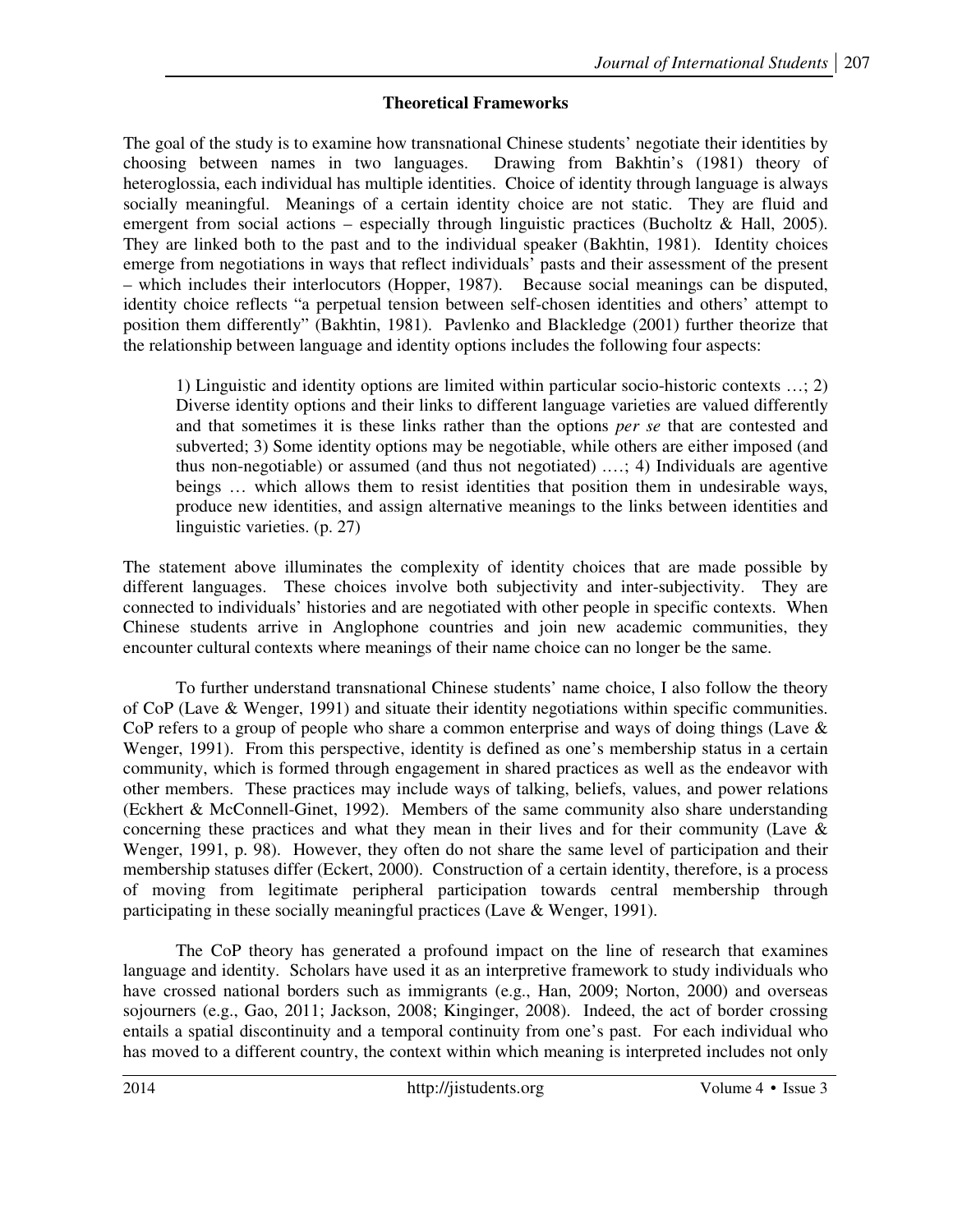## Theoretical Frameworks

The goal of the study is to examine how transnational Chinese students' negotiate their identities by choosing between names in two languages. Drawing from Bakhtin's (1981) theory of heteroglossia, each individual has multiple identities. Choice of identity through language is always socially meaningful. Meanings of a certain identity choice are not static. They are fluid and emergent from social actions – especially through linguistic practices (Bucholtz & Hall, 2005). They are linked both to the past and to the individual speaker (Bakhtin, 1981). Identity choices emerge from negotiations in ways that reflect individuals' pasts and their assessment of the present – which includes their interlocutors (Hopper, 1987). Because social meanings can be disputed, identity choice reflects "a perpetual tension between self-chosen identities and others' attempt to position them differently" (Bakhtin, 1981). Pavlenko and Blackledge (2001) further theorize that the relationship between language and identity options includes the following four aspects:

> 1) Linguistic and identity options are limited within particular socio-historic contexts …; 2) Diverse identity options and their links to different language varieties are valued differently and that sometimes it is these links rather than the options *per se* that are contested and subverted; 3) Some identity options may be negotiable, while others are either imposed (and thus non-negotiable) or assumed (and thus not negotiated) ….; 4) Individuals are agentive beings … which allows them to resist identities that position them in undesirable ways, produce new identities, and assign alternative meanings to the links between identities and linguistic varieties. (p. 27)

The statement above illuminates the complexity of identity choices that are made possible by different languages. These choices involve both subjectivity and inter-subjectivity. They are connected to individuals' histories and are negotiated with other people in specific contexts. When Chinese students arrive in Anglophone countries and join new academic communities, they encounter cultural contexts where meanings of their name choice can no longer be the same.

To further understand transnational Chinese students' name choice, I also follow the theory of CoP (Lave & Wenger, 1991) and situate their identity negotiations within specific communities. CoP refers to a group of people who share a common enterprise and ways of doing things (Lave & Wenger, 1991). From this perspective, identity is defined as one's membership status in a certain community, which is formed through engagement in shared practices as well as the endeavor with other members. These practices may include ways of talking, beliefs, values, and power relations (Eckhert & McConnell-Ginet, 1992). Members of the same community also share understanding concerning these practices and what they mean in their lives and for their community (Lave & Wenger, 1991, p. 98). However, they often do not share the same level of participation and their membership statuses differ (Eckert, 2000). Construction of a certain identity, therefore, is a process of moving from legitimate peripheral participation towards central membership through participating in these socially meaningful practices (Lave & Wenger, 1991).

The CoP theory has generated a profound impact on the line of research that examines language and identity. Scholars have used it as an interpretive framework to study individuals who have crossed national borders such as immigrants (e.g., Han, 2009; Norton, 2000) and overseas sojourners (e.g., Gao, 2011; Jackson, 2008; Kinginger, 2008). Indeed, the act of border crossing entails a spatial discontinuity and a temporal continuity from one's past. For each individual who has moved to a different country, the context within which meaning is interpreted includes not only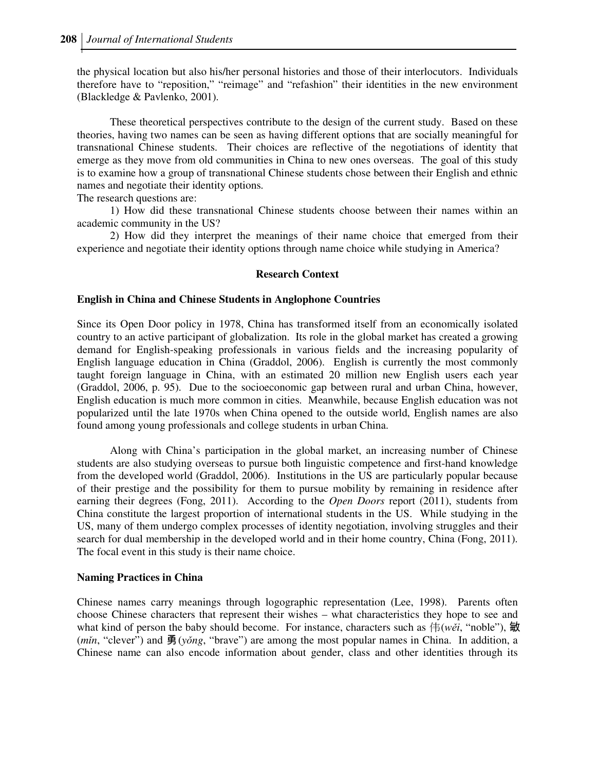the physical location but also his/her personal histories and those of their interlocutors. Individuals therefore have to "reposition," "reimage" and "refashion" their identities in the new environment (Blackledge & Pavlenko, 2001).

These theoretical perspectives contribute to the design of the current study. Based on these theories, having two names can be seen as having different options that are socially meaningful for transnational Chinese students. Their choices are reflective of the negotiations of identity that emerge as they move from old communities in China to new ones overseas. The goal of this study is to examine how a group of transnational Chinese students chose between their English and ethnic names and negotiate their identity options.

The research questions are:

1) How did these transnational Chinese students choose between their names within an academic community in the US?

2) How did they interpret the meanings of their name choice that emerged from their experience and negotiate their identity options through name choice while studying in America?

## Research Context

### English in China and Chinese Students in Anglophone Countries

Since its Open Door policy in 1978, China has transformed itself from an economically isolated country to an active participant of globalization. Its role in the global market has created a growing demand for English-speaking professionals in various fields and the increasing popularity of English language education in China (Graddol, 2006). English is currently the most commonly taught foreign language in China, with an estimated 20 million new English users each year (Graddol, 2006, p. 95). Due to the socioeconomic gap between rural and urban China, however, English education is much more common in cities. Meanwhile, because English education was not popularized until the late 1970s when China opened to the outside world, English names are also found among young professionals and college students in urban China.

Along with China's participation in the global market, an increasing number of Chinese students are also studying overseas to pursue both linguistic competence and first-hand knowledge from the developed world (Graddol, 2006). Institutions in the US are particularly popular because of their prestige and the possibility for them to pursue mobility by remaining in residence after earning their degrees (Fong, 2011). According to the *Open Doors* report (2011), students from China constitute the largest proportion of international students in the US. While studying in the US, many of them undergo complex processes of identity negotiation, involving struggles and their search for dual membership in the developed world and in their home country, China (Fong, 2011). The focal event in this study is their name choice.

### Naming Practices in China

Chinese names carry meanings through logographic representation (Lee, 1998). Parents often choose Chinese characters that represent their wishes – what characteristics they hope to see and what kind of person the baby should become. For instance, characters such as 伟(*wěi*, "noble"), 敏 (*mǐn*, "clever") and 勇 (*yǒng*, "brave") are among the most popular names in China. In addition, a Chinese name can also encode information about gender, class and other identities through its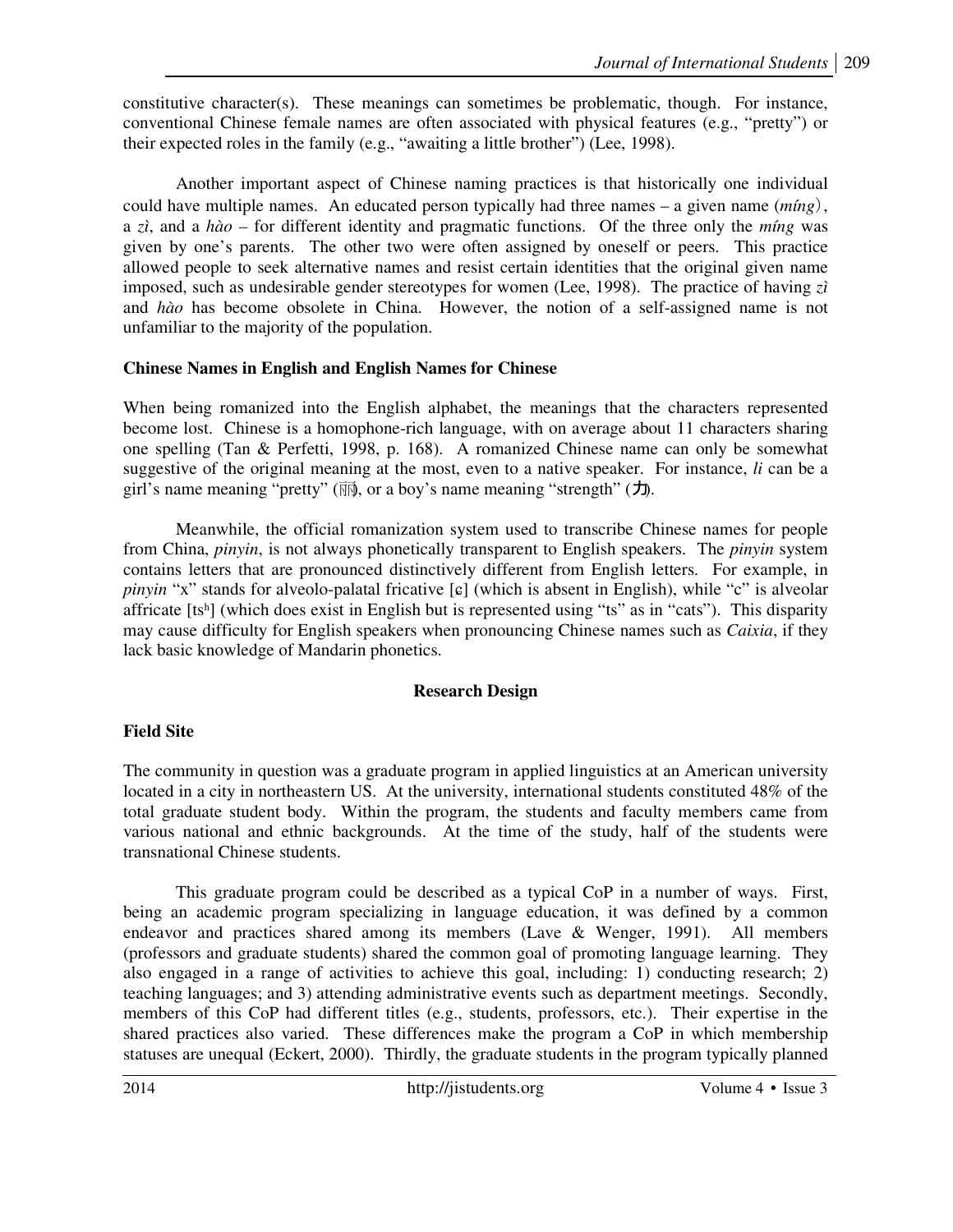constitutive character(s). These meanings can sometimes be problematic, though. For instance, conventional Chinese female names are often associated with physical features (e.g., "pretty") or their expected roles in the family (e.g., "awaiting a little brother") (Lee, 1998).

Another important aspect of Chinese naming practices is that historically one individual could have multiple names. An educated person typically had three names – a given name (*míng*), a *zì*, and a *hào* – for different identity and pragmatic functions. Of the three only the *míng* was given by one's parents. The other two were often assigned by oneself or peers. This practice allowed people to seek alternative names and resist certain identities that the original given name imposed, such as undesirable gender stereotypes for women (Lee, 1998). The practice of having *zì* and *hào* has become obsolete in China. However, the notion of a self-assigned name is not unfamiliar to the majority of the population.

## Chinese Names in English and English Names for Chinese

When being romanized into the English alphabet, the meanings that the characters represented become lost. Chinese is a homophone-rich language, with on average about 11 characters sharing one spelling (Tan & Perfetti, 1998, p. 168). A romanized Chinese name can only be somewhat suggestive of the original meaning at the most, even to a native speaker. For instance, *li* can be a girl's name meaning "pretty" (丽), or a boy's name meaning "strength" (力).

Meanwhile, the official romanization system used to transcribe Chinese names for people from China, *pinyin*, is not always phonetically transparent to English speakers. The *pinyin* system contains letters that are pronounced distinctively different from English letters. For example, in *pinyin* "x" stands for alveolo-palatal fricative [ɕ] (which is absent in English), while "c" is alveolar affricate [tsʰ] (which does exist in English but is represented using "ts" as in "cats"). This disparity may cause difficulty for English speakers when pronouncing Chinese names such as *Caixia*, if they lack basic knowledge of Mandarin phonetics.

# Research Design

## Field Site

The community in question was a graduate program in applied linguistics at an American university located in a city in northeastern US. At the university, international students constituted 48% of the total graduate student body. Within the program, the students and faculty members came from various national and ethnic backgrounds. At the time of the study, half of the students were transnational Chinese students.

This graduate program could be described as a typical CoP in a number of ways. First, being an academic program specializing in language education, it was defined by a common endeavor and practices shared among its members (Lave & Wenger, 1991). All members (professors and graduate students) shared the common goal of promoting language learning. They also engaged in a range of activities to achieve this goal, including: 1) conducting research; 2) teaching languages; and 3) attending administrative events such as department meetings. Secondly, members of this CoP had different titles (e.g., students, professors, etc.). Their expertise in the shared practices also varied. These differences make the program a CoP in which membership statuses are unequal (Eckert, 2000). Thirdly, the graduate students in the program typically planned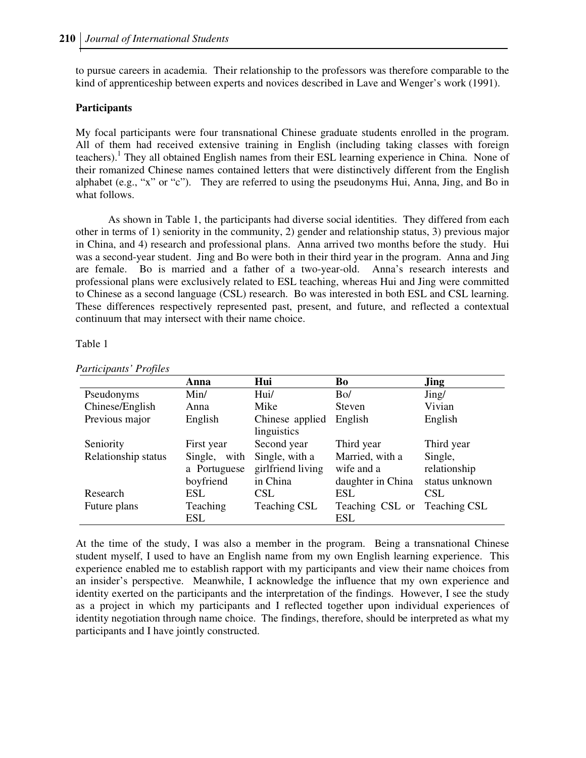to pursue careers in academia. Their relationship to the professors was therefore comparable to the kind of apprenticeship between experts and novices described in Lave and Wenger's work (1991).

**Participants**

My focal participants were four transnational Chinese graduate students enrolled in the program. All of them had received extensive training in English (including taking classes with foreign teachers).[1] They all obtained English names from their ESL learning experience in China. None of their romanized Chinese names contained letters that were distinctively different from the English alphabet (e.g., "x" or "c"). They are referred to using the pseudonyms Hui, Anna, Jing, and Bo in what follows.

As shown in Table 1, the participants had diverse social identities. They differed from each other in terms of 1) seniority in the community, 2) gender and relationship status, 3) previous major in China, and 4) research and professional plans. Anna arrived two months before the study. Hui was a second-year student. Jing and Bo were both in their third year in the program. Anna and Jing are female. Bo is married and a father of a two-year-old. Anna's research interests and professional plans were exclusively related to ESL teaching, whereas Hui and Jing were committed to Chinese as a second language (CSL) research. Bo was interested in both ESL and CSL learning. These differences respectively represented past, present, and future, and reflected a contextual continuum that may intersect with their name choice.

Table 1

*Participants' Profiles*

| | **Anna** | **Hui** | **Bo** | **Jing** |
|---|---|---|---|---|
| Pseudonyms Chinese/English | Min/ Anna | Hui/ Mike | Bo/ Steven | Jing/ Vivian |
| Previous major | English | Chinese applied linguistics | English | English |
| Seniority | First year | Second year | Third year | Third year |
| Relationship status | Single, with a Portuguese boyfriend | Single, with a girlfriend living in China | Married, with a wife and a daughter in China | Single, relationship status unknown |
| Research | ESL | CSL | ESL | CSL |
| Future plans | Teaching ESL | Teaching CSL | Teaching CSL or ESL | Teaching CSL |

At the time of the study, I was also a member in the program. Being a transnational Chinese student myself, I used to have an English name from my own English learning experience. This experience enabled me to establish rapport with my participants and view their name choices from an insider's perspective. Meanwhile, I acknowledge the influence that my own experience and identity exerted on the participants and the interpretation of the findings. However, I see the study as a project in which my participants and I reflected together upon individual experiences of identity negotiation through name choice. The findings, therefore, should be interpreted as what my participants and I have jointly constructed.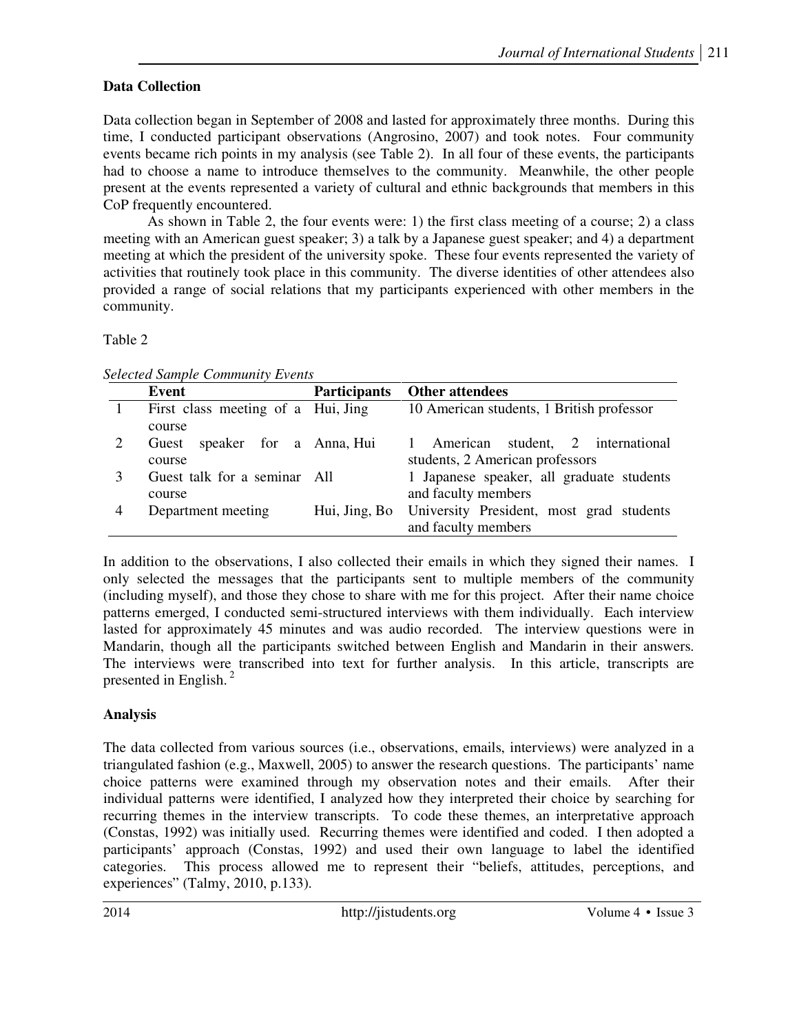## Data Collection

Data collection began in September of 2008 and lasted for approximately three months. During this time, I conducted participant observations (Angrosino, 2007) and took notes. Four community events became rich points in my analysis (see Table 2). In all four of these events, the participants had to choose a name to introduce themselves to the community. Meanwhile, the other people present at the events represented a variety of cultural and ethnic backgrounds that members in this CoP frequently encountered.

As shown in Table 2, the four events were: 1) the first class meeting of a course; 2) a class meeting with an American guest speaker; 3) a talk by a Japanese guest speaker; and 4) a department meeting at which the president of the university spoke. These four events represented the variety of activities that routinely took place in this community. The diverse identities of other attendees also provided a range of social relations that my participants experienced with other members in the community.

Table 2

*Selected Sample Community Events*

| | Event | Participants | Other attendees |
|---|---|---|---|
| 1 | First class meeting of a course | Hui, Jing | 10 American students, 1 British professor |
| 2 | Guest speaker for a course | Anna, Hui | 1 American student, 2 international students, 2 American professors |
| 3 | Guest talk for a seminar course | All | 1 Japanese speaker, all graduate students and faculty members |
| 4 | Department meeting | Hui, Jing, Bo | University President, most grad students and faculty members |

In addition to the observations, I also collected their emails in which they signed their names. I only selected the messages that the participants sent to multiple members of the community (including myself), and those they chose to share with me for this project. After their name choice patterns emerged, I conducted semi-structured interviews with them individually. Each interview lasted for approximately 45 minutes and was audio recorded. The interview questions were in Mandarin, though all the participants switched between English and Mandarin in their answers. The interviews were transcribed into text for further analysis. In this article, transcripts are presented in English. [2]

## Analysis

The data collected from various sources (i.e., observations, emails, interviews) were analyzed in a triangulated fashion (e.g., Maxwell, 2005) to answer the research questions. The participants' name choice patterns were examined through my observation notes and their emails. After their individual patterns were identified, I analyzed how they interpreted their choice by searching for recurring themes in the interview transcripts. To code these themes, an interpretative approach (Constas, 1992) was initially used. Recurring themes were identified and coded. I then adopted a participants' approach (Constas, 1992) and used their own language to label the identified categories. This process allowed me to represent their "beliefs, attitudes, perceptions, and experiences" (Talmy, 2010, p.133).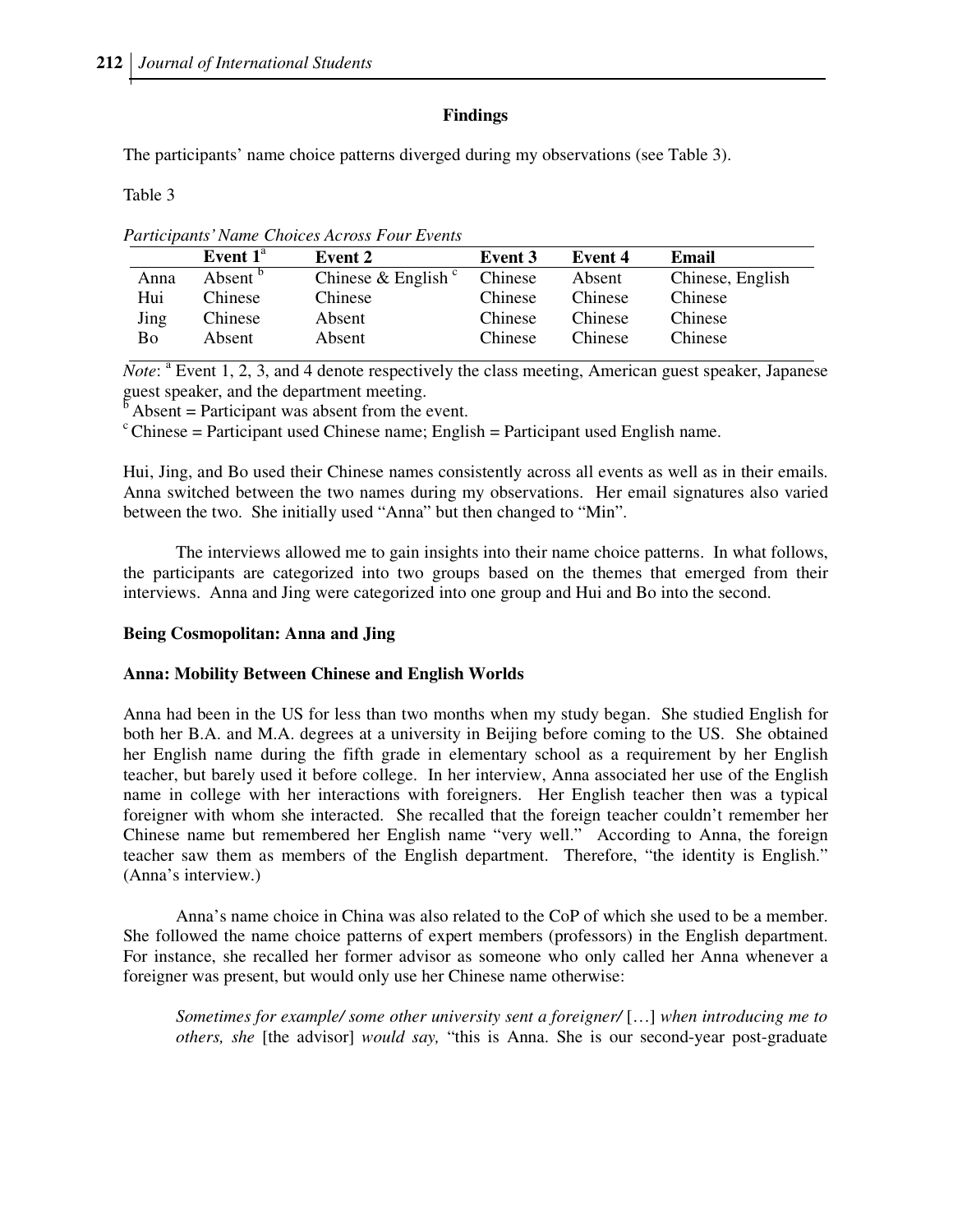## Findings

The participants' name choice patterns diverged during my observations (see Table 3).

Table 3

*Participants' Name Choices Across Four Events*

| | Event 1[a] | Event 2 | Event 3 | Event 4 | Email |
|---|---|---|---|---|---|
| Anna | Absent [b] | Chinese & English [c] | Chinese | Absent | Chinese, English |
| Hui | Chinese | Chinese | Chinese | Chinese | Chinese |
| Jing | Chinese | Absent | Chinese | Chinese | Chinese |
| Bo | Absent | Absent | Chinese | Chinese | Chinese |

*Note*: [a] Event 1, 2, 3, and 4 denote respectively the class meeting, American guest speaker, Japanese guest speaker, and the department meeting.
[b] Absent = Participant was absent from the event.
[c] Chinese = Participant used Chinese name; English = Participant used English name.

Hui, Jing, and Bo used their Chinese names consistently across all events as well as in their emails. Anna switched between the two names during my observations. Her email signatures also varied between the two. She initially used "Anna" but then changed to "Min".

The interviews allowed me to gain insights into their name choice patterns. In what follows, the participants are categorized into two groups based on the themes that emerged from their interviews. Anna and Jing were categorized into one group and Hui and Bo into the second.

### Being Cosmopolitan: Anna and Jing

### Anna: Mobility Between Chinese and English Worlds

Anna had been in the US for less than two months when my study began. She studied English for both her B.A. and M.A. degrees at a university in Beijing before coming to the US. She obtained her English name during the fifth grade in elementary school as a requirement by her English teacher, but barely used it before college. In her interview, Anna associated her use of the English name in college with her interactions with foreigners. Her English teacher then was a typical foreigner with whom she interacted. She recalled that the foreign teacher couldn't remember her Chinese name but remembered her English name "very well." According to Anna, the foreign teacher saw them as members of the English department. Therefore, "the identity is English." (Anna's interview.)

Anna's name choice in China was also related to the CoP of which she used to be a member. She followed the name choice patterns of expert members (professors) in the English department. For instance, she recalled her former advisor as someone who only called her Anna whenever a foreigner was present, but would only use her Chinese name otherwise:

> *Sometimes for example/ some other university sent a foreigner/* [...] *when introducing me to others, she* [the advisor] *would say,* "this is Anna. She is our second-year post-graduate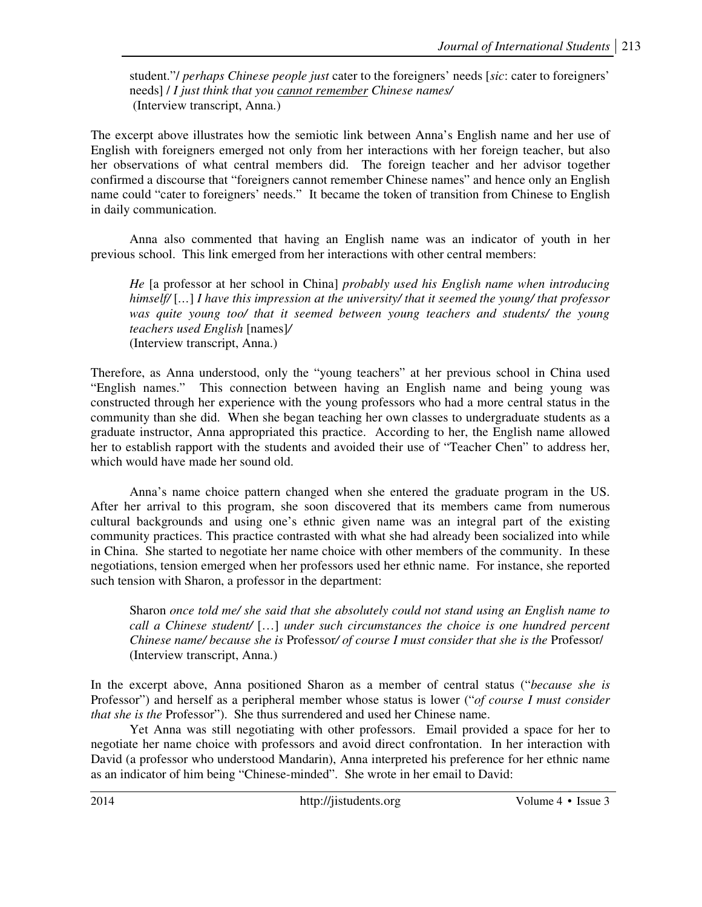> student."/ *perhaps Chinese people just* cater to the foreigners' needs [*sic*: cater to foreigners' needs] / *I just think that you <u>cannot remember</u> Chinese names/*
> (Interview transcript, Anna.)

The excerpt above illustrates how the semiotic link between Anna's English name and her use of English with foreigners emerged not only from her interactions with her foreign teacher, but also her observations of what central members did. The foreign teacher and her advisor together confirmed a discourse that "foreigners cannot remember Chinese names" and hence only an English name could "cater to foreigners' needs." It became the token of transition from Chinese to English in daily communication.

Anna also commented that having an English name was an indicator of youth in her previous school. This link emerged from her interactions with other central members:

> *He* [a professor at her school in China] *probably used his English name when introducing himself/* […] *I have this impression at the university/ that it seemed the young/ that professor was quite young too/ that it seemed between young teachers and students/ the young teachers used English* [names]*/*
> (Interview transcript, Anna.)

Therefore, as Anna understood, only the "young teachers" at her previous school in China used "English names." This connection between having an English name and being young was constructed through her experience with the young professors who had a more central status in the community than she did. When she began teaching her own classes to undergraduate students as a graduate instructor, Anna appropriated this practice. According to her, the English name allowed her to establish rapport with the students and avoided their use of "Teacher Chen" to address her, which would have made her sound old.

Anna's name choice pattern changed when she entered the graduate program in the US. After her arrival to this program, she soon discovered that its members came from numerous cultural backgrounds and using one's ethnic given name was an integral part of the existing community practices. This practice contrasted with what she had already been socialized into while in China. She started to negotiate her name choice with other members of the community. In these negotiations, tension emerged when her professors used her ethnic name. For instance, she reported such tension with Sharon, a professor in the department:

> Sharon *once told me/ she said that she absolutely could not stand using an English name to call a Chinese student/* […] *under such circumstances the choice is one hundred percent Chinese name/ because she is* Professor*/ of course I must consider that she is the* Professor/
> (Interview transcript, Anna.)

In the excerpt above, Anna positioned Sharon as a member of central status ("*because she is* Professor") and herself as a peripheral member whose status is lower ("*of course I must consider that she is the* Professor"). She thus surrendered and used her Chinese name.

Yet Anna was still negotiating with other professors. Email provided a space for her to negotiate her name choice with professors and avoid direct confrontation. In her interaction with David (a professor who understood Mandarin), Anna interpreted his preference for her ethnic name as an indicator of him being "Chinese-minded". She wrote in her email to David: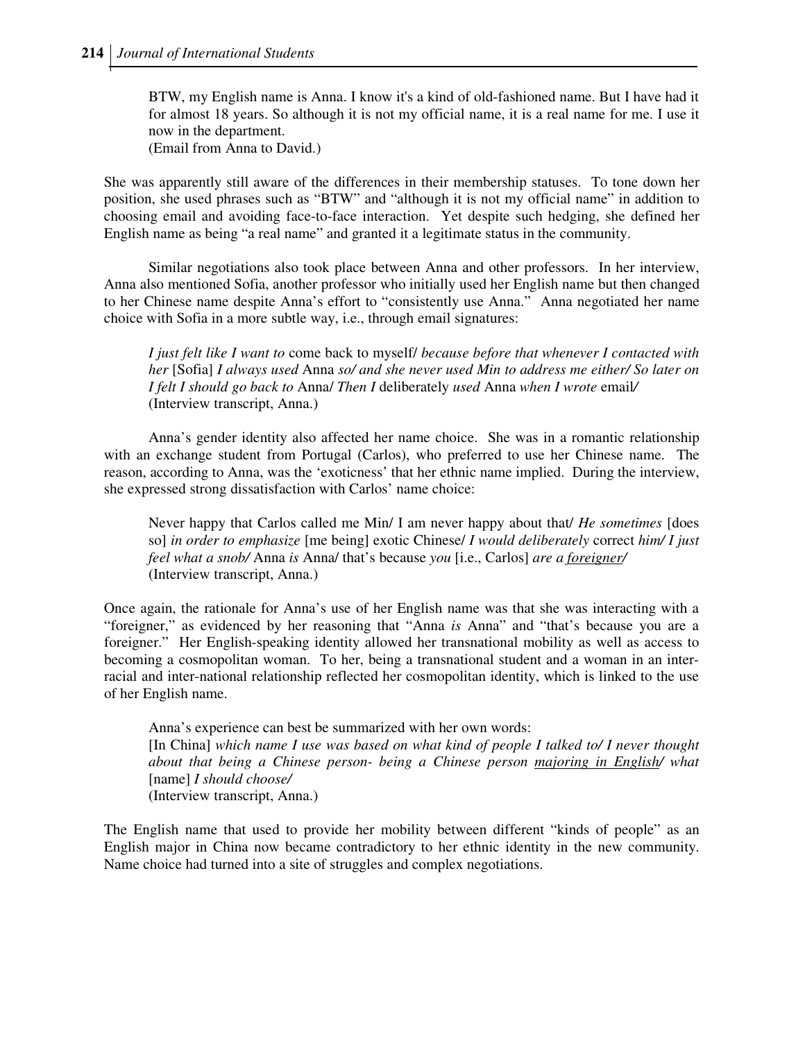> BTW, my English name is Anna. I know it's a kind of old-fashioned name. But I have had it for almost 18 years. So although it is not my official name, it is a real name for me. I use it now in the department.
> (Email from Anna to David.)

She was apparently still aware of the differences in their membership statuses. To tone down her position, she used phrases such as "BTW" and "although it is not my official name" in addition to choosing email and avoiding face-to-face interaction. Yet despite such hedging, she defined her English name as being "a real name" and granted it a legitimate status in the community.

Similar negotiations also took place between Anna and other professors. In her interview, Anna also mentioned Sofia, another professor who initially used her English name but then changed to her Chinese name despite Anna's effort to "consistently use Anna." Anna negotiated her name choice with Sofia in a more subtle way, i.e., through email signatures:

> *I just felt like I want to* come back to myself/ *because before that whenever I contacted with her* [Sofia] *I always used* Anna *so/ and she never used Min to address me either/ So later on I felt I should go back to* Anna/ *Then I* deliberately *used* Anna *when I wrote* email/
> (Interview transcript, Anna.)

Anna's gender identity also affected her name choice. She was in a romantic relationship with an exchange student from Portugal (Carlos), who preferred to use her Chinese name. The reason, according to Anna, was the 'exoticness' that her ethnic name implied. During the interview, she expressed strong dissatisfaction with Carlos' name choice:

> Never happy that Carlos called me Min/ I am never happy about that/ *He sometimes* [does so] *in order to emphasize* [me being] exotic Chinese/ *I would deliberately* correct *him/ I just feel what a snob/* Anna *is* Anna/ that's because *you* [i.e., Carlos] *are a <u>foreigner</u>/*
> (Interview transcript, Anna.)

Once again, the rationale for Anna's use of her English name was that she was interacting with a "foreigner," as evidenced by her reasoning that "Anna *is* Anna" and "that's because you are a foreigner." Her English-speaking identity allowed her transnational mobility as well as access to becoming a cosmopolitan woman. To her, being a transnational student and a woman in an inter-racial and inter-national relationship reflected her cosmopolitan identity, which is linked to the use of her English name.

> Anna's experience can best be summarized with her own words:
> [In China] *which name I use was based on what kind of people I talked to/ I never thought about that being a Chinese person- being a Chinese person <u>majoring in English</u>/ what* [name] *I should choose/*
> (Interview transcript, Anna.)

The English name that used to provide her mobility between different "kinds of people" as an English major in China now became contradictory to her ethnic identity in the new community. Name choice had turned into a site of struggles and complex negotiations.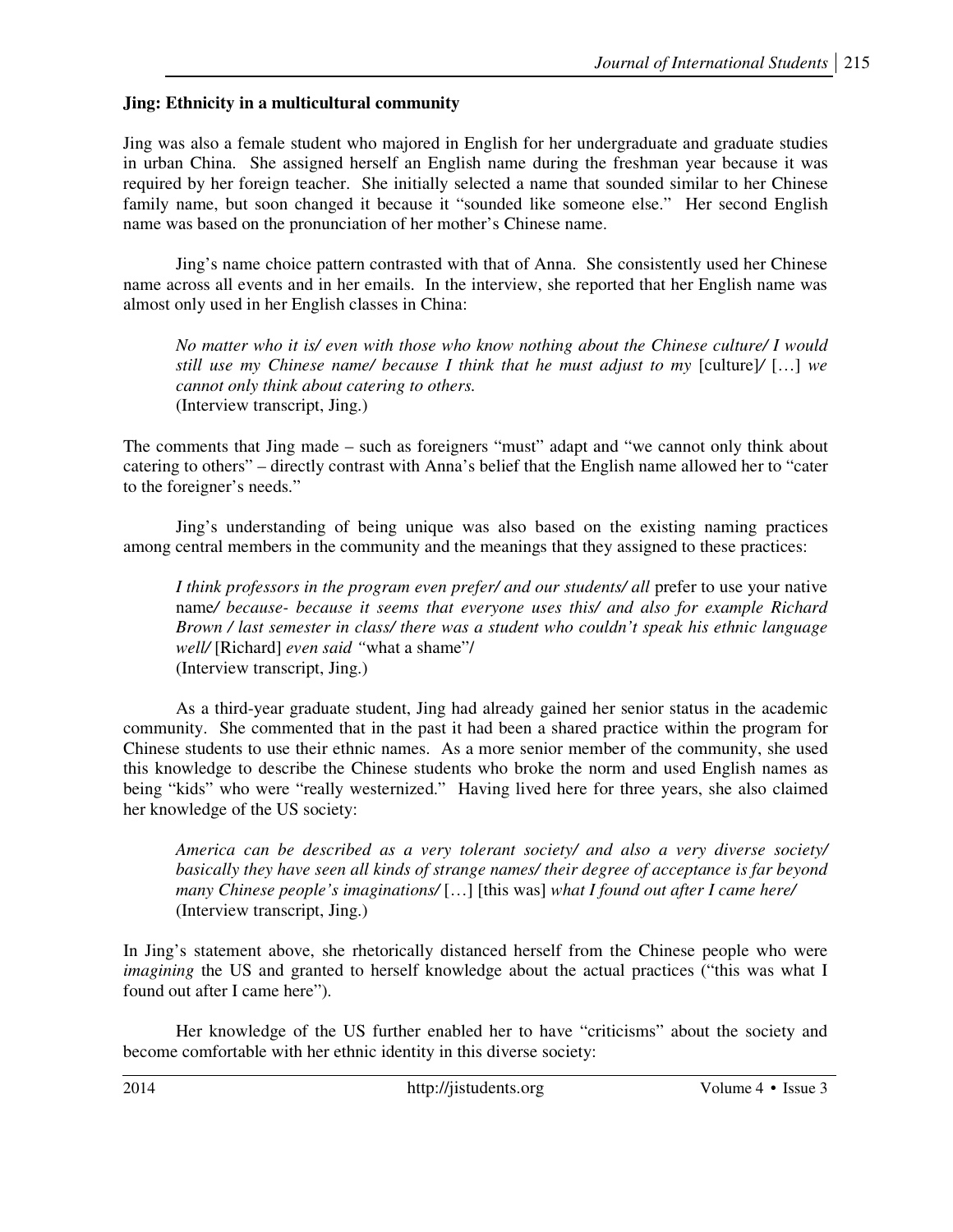**Jing: Ethnicity in a multicultural community**

Jing was also a female student who majored in English for her undergraduate and graduate studies in urban China. She assigned herself an English name during the freshman year because it was required by her foreign teacher. She initially selected a name that sounded similar to her Chinese family name, but soon changed it because it "sounded like someone else." Her second English name was based on the pronunciation of her mother's Chinese name.

Jing's name choice pattern contrasted with that of Anna. She consistently used her Chinese name across all events and in her emails. In the interview, she reported that her English name was almost only used in her English classes in China:

> *No matter who it is/ even with those who know nothing about the Chinese culture/ I would still use my Chinese name/ because I think that he must adjust to my* [culture]*/* […] *we cannot only think about catering to others.*
> (Interview transcript, Jing.)

The comments that Jing made – such as foreigners "must" adapt and "we cannot only think about catering to others" – directly contrast with Anna's belief that the English name allowed her to "cater to the foreigner's needs."

Jing's understanding of being unique was also based on the existing naming practices among central members in the community and the meanings that they assigned to these practices:

> *I think professors in the program even prefer/ and our students/ all* prefer to use your native name*/ because- because it seems that everyone uses this/ and also for example Richard Brown / last semester in class/ there was a student who couldn't speak his ethnic language well/* [Richard] *even said "*what a shame"*/*
> (Interview transcript, Jing.)

As a third-year graduate student, Jing had already gained her senior status in the academic community. She commented that in the past it had been a shared practice within the program for Chinese students to use their ethnic names. As a more senior member of the community, she used this knowledge to describe the Chinese students who broke the norm and used English names as being "kids" who were "really westernized." Having lived here for three years, she also claimed her knowledge of the US society:

> *America can be described as a very tolerant society/ and also a very diverse society/ basically they have seen all kinds of strange names/ their degree of acceptance is far beyond many Chinese people's imaginations/* […] [this was] *what I found out after I came here/*
> (Interview transcript, Jing.)

In Jing's statement above, she rhetorically distanced herself from the Chinese people who were *imagining* the US and granted to herself knowledge about the actual practices ("this was what I found out after I came here").

Her knowledge of the US further enabled her to have "criticisms" about the society and become comfortable with her ethnic identity in this diverse society: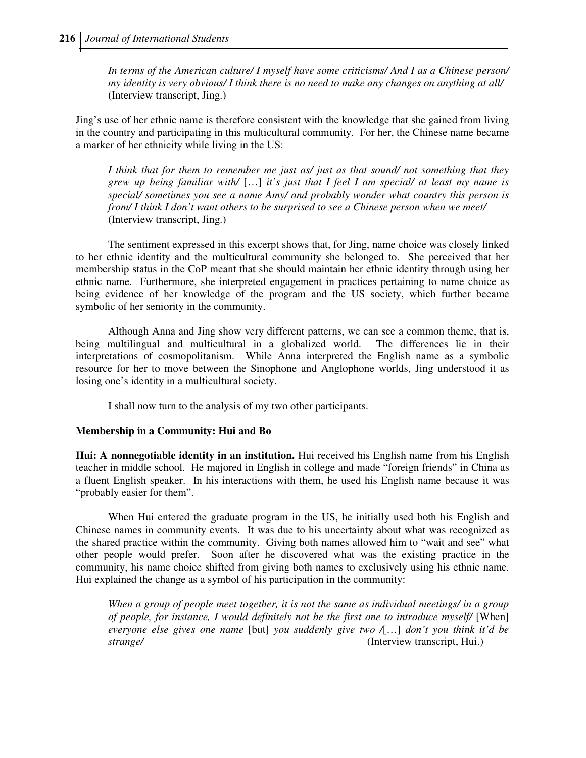> *In terms of the American culture/ I myself have some criticisms/ And I as a Chinese person/ my identity is very obvious/ I think there is no need to make any changes on anything at all/* (Interview transcript, Jing.)

Jing's use of her ethnic name is therefore consistent with the knowledge that she gained from living in the country and participating in this multicultural community. For her, the Chinese name became a marker of her ethnicity while living in the US:

> *I think that for them to remember me just as/ just as that sound/ not something that they grew up being familiar with/* […] *it's just that I feel I am special/ at least my name is special/ sometimes you see a name Amy/ and probably wonder what country this person is from/ I think I don't want others to be surprised to see a Chinese person when we meet/* (Interview transcript, Jing.)

The sentiment expressed in this excerpt shows that, for Jing, name choice was closely linked to her ethnic identity and the multicultural community she belonged to. She perceived that her membership status in the CoP meant that she should maintain her ethnic identity through using her ethnic name. Furthermore, she interpreted engagement in practices pertaining to name choice as being evidence of her knowledge of the program and the US society, which further became symbolic of her seniority in the community.

Although Anna and Jing show very different patterns, we can see a common theme, that is, being multilingual and multicultural in a globalized world. The differences lie in their interpretations of cosmopolitanism. While Anna interpreted the English name as a symbolic resource for her to move between the Sinophone and Anglophone worlds, Jing understood it as losing one's identity in a multicultural society.

I shall now turn to the analysis of my two other participants.

### Membership in a Community: Hui and Bo

**Hui: A nonnegotiable identity in an institution.** Hui received his English name from his English teacher in middle school. He majored in English in college and made "foreign friends" in China as a fluent English speaker. In his interactions with them, he used his English name because it was "probably easier for them".

When Hui entered the graduate program in the US, he initially used both his English and Chinese names in community events. It was due to his uncertainty about what was recognized as the shared practice within the community. Giving both names allowed him to "wait and see" what other people would prefer. Soon after he discovered what was the existing practice in the community, his name choice shifted from giving both names to exclusively using his ethnic name. Hui explained the change as a symbol of his participation in the community:

> *When a group of people meet together, it is not the same as individual meetings/ in a group of people, for instance, I would definitely not be the first one to introduce myself/* [When] *everyone else gives one name* [but] *you suddenly give two /*[…] *don't you think it'd be strange/* (Interview transcript, Hui.)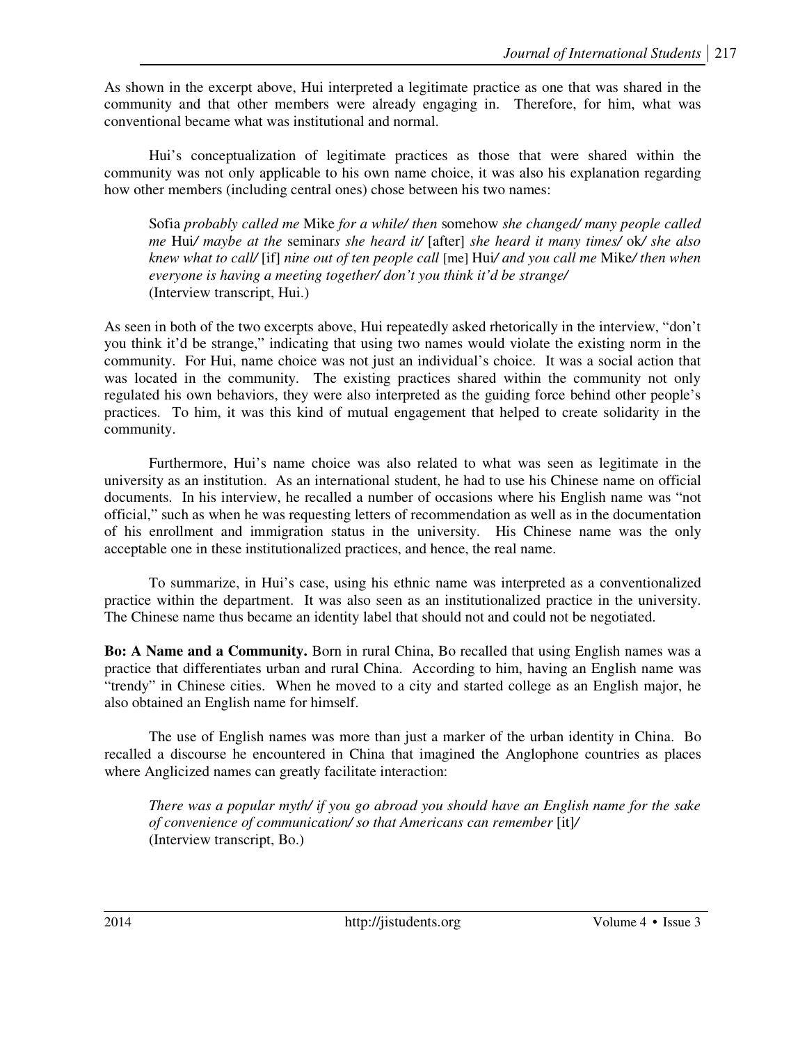As shown in the excerpt above, Hui interpreted a legitimate practice as one that was shared in the community and that other members were already engaging in. Therefore, for him, what was conventional became what was institutional and normal.

Hui's conceptualization of legitimate practices as those that were shared within the community was not only applicable to his own name choice, it was also his explanation regarding how other members (including central ones) chose between his two names:

> Sofia *probably called me* Mike *for a while/ then* somehow *she changed/ many people called me* Hui*/ maybe at the* seminar*s she heard it/* [after] *she heard it many times/* ok*/ she also knew what to call/* [if] *nine out of ten people call* [me] Hui*/ and you call me* Mike*/ then when everyone is having a meeting together/ don't you think it'd be strange/*
> (Interview transcript, Hui.)

As seen in both of the two excerpts above, Hui repeatedly asked rhetorically in the interview, "don't you think it'd be strange," indicating that using two names would violate the existing norm in the community. For Hui, name choice was not just an individual's choice. It was a social action that was located in the community. The existing practices shared within the community not only regulated his own behaviors, they were also interpreted as the guiding force behind other people's practices. To him, it was this kind of mutual engagement that helped to create solidarity in the community.

Furthermore, Hui's name choice was also related to what was seen as legitimate in the university as an institution. As an international student, he had to use his Chinese name on official documents. In his interview, he recalled a number of occasions where his English name was "not official," such as when he was requesting letters of recommendation as well as in the documentation of his enrollment and immigration status in the university. His Chinese name was the only acceptable one in these institutionalized practices, and hence, the real name.

To summarize, in Hui's case, using his ethnic name was interpreted as a conventionalized practice within the department. It was also seen as an institutionalized practice in the university. The Chinese name thus became an identity label that should not and could not be negotiated.

**Bo: A Name and a Community.** Born in rural China, Bo recalled that using English names was a practice that differentiates urban and rural China. According to him, having an English name was "trendy" in Chinese cities. When he moved to a city and started college as an English major, he also obtained an English name for himself.

The use of English names was more than just a marker of the urban identity in China. Bo recalled a discourse he encountered in China that imagined the Anglophone countries as places where Anglicized names can greatly facilitate interaction:

> *There was a popular myth/ if you go abroad you should have an English name for the sake of convenience of communication/ so that Americans can remember* [it]*/*
> (Interview transcript, Bo.)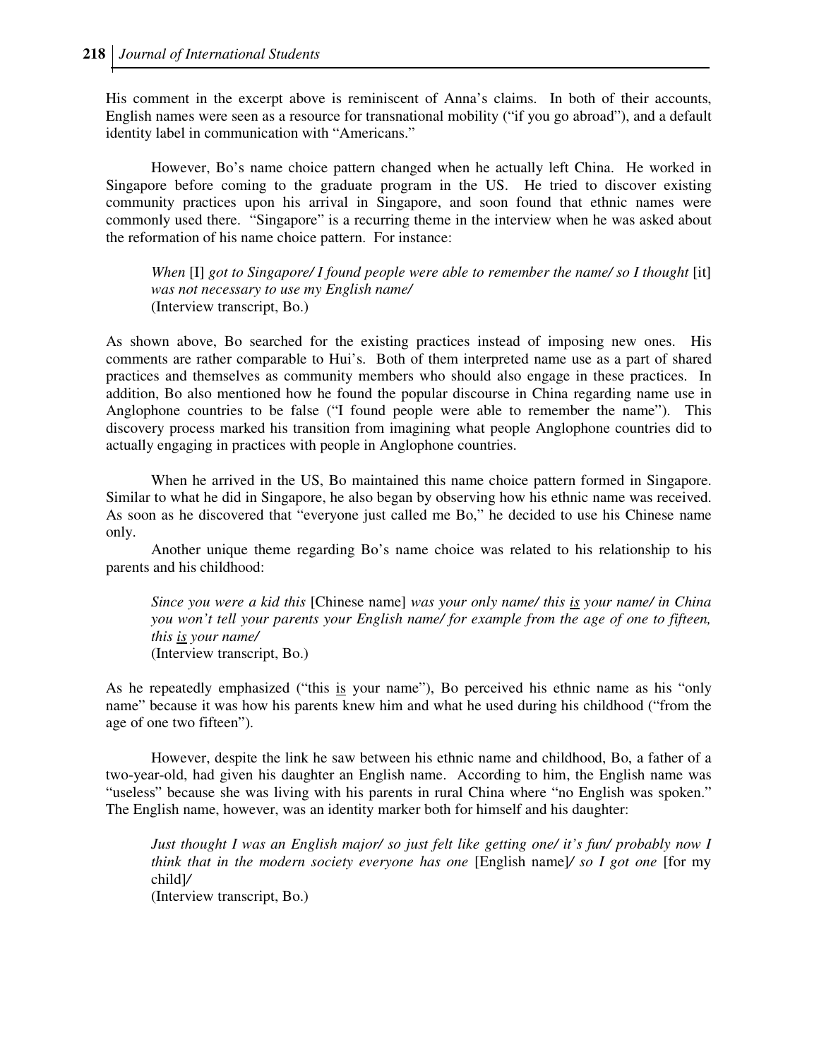His comment in the excerpt above is reminiscent of Anna's claims. In both of their accounts, English names were seen as a resource for transnational mobility ("if you go abroad"), and a default identity label in communication with "Americans."

However, Bo's name choice pattern changed when he actually left China. He worked in Singapore before coming to the graduate program in the US. He tried to discover existing community practices upon his arrival in Singapore, and soon found that ethnic names were commonly used there. "Singapore" is a recurring theme in the interview when he was asked about the reformation of his name choice pattern. For instance:

> *When* [I] *got to Singapore/ I found people were able to remember the name/ so I thought* [it] *was not necessary to use my English name/*
> (Interview transcript, Bo.)

As shown above, Bo searched for the existing practices instead of imposing new ones. His comments are rather comparable to Hui's. Both of them interpreted name use as a part of shared practices and themselves as community members who should also engage in these practices. In addition, Bo also mentioned how he found the popular discourse in China regarding name use in Anglophone countries to be false ("I found people were able to remember the name"). This discovery process marked his transition from imagining what people Anglophone countries did to actually engaging in practices with people in Anglophone countries.

When he arrived in the US, Bo maintained this name choice pattern formed in Singapore. Similar to what he did in Singapore, he also began by observing how his ethnic name was received. As soon as he discovered that "everyone just called me Bo," he decided to use his Chinese name only.

Another unique theme regarding Bo's name choice was related to his relationship to his parents and his childhood:

> *Since you were a kid this* [Chinese name] *was your only name/ this <u>is</u> your name/ in China you won't tell your parents your English name/ for example from the age of one to fifteen, this <u>is</u> your name/*
> (Interview transcript, Bo.)

As he repeatedly emphasized ("this <u>is</u> your name"), Bo perceived his ethnic name as his "only name" because it was how his parents knew him and what he used during his childhood ("from the age of one two fifteen").

However, despite the link he saw between his ethnic name and childhood, Bo, a father of a two-year-old, had given his daughter an English name. According to him, the English name was "useless" because she was living with his parents in rural China where "no English was spoken." The English name, however, was an identity marker both for himself and his daughter:

> *Just thought I was an English major/ so just felt like getting one/ it's fun/ probably now I think that in the modern society everyone has one* [English name]*/ so I got one* [for my child]*/*
> (Interview transcript, Bo.)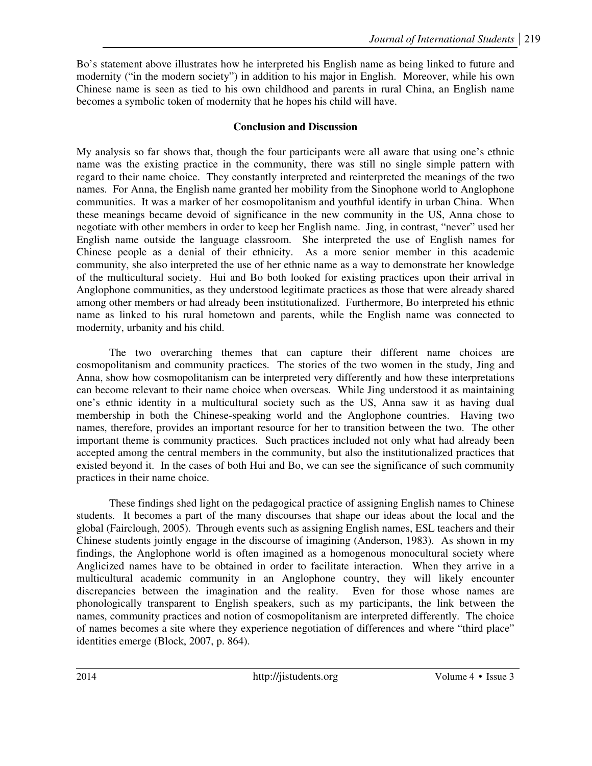Bo's statement above illustrates how he interpreted his English name as being linked to future and modernity ("in the modern society") in addition to his major in English. Moreover, while his own Chinese name is seen as tied to his own childhood and parents in rural China, an English name becomes a symbolic token of modernity that he hopes his child will have.

## Conclusion and Discussion

My analysis so far shows that, though the four participants were all aware that using one's ethnic name was the existing practice in the community, there was still no single simple pattern with regard to their name choice. They constantly interpreted and reinterpreted the meanings of the two names. For Anna, the English name granted her mobility from the Sinophone world to Anglophone communities. It was a marker of her cosmopolitanism and youthful identify in urban China. When these meanings became devoid of significance in the new community in the US, Anna chose to negotiate with other members in order to keep her English name. Jing, in contrast, "never" used her English name outside the language classroom. She interpreted the use of English names for Chinese people as a denial of their ethnicity. As a more senior member in this academic community, she also interpreted the use of her ethnic name as a way to demonstrate her knowledge of the multicultural society. Hui and Bo both looked for existing practices upon their arrival in Anglophone communities, as they understood legitimate practices as those that were already shared among other members or had already been institutionalized. Furthermore, Bo interpreted his ethnic name as linked to his rural hometown and parents, while the English name was connected to modernity, urbanity and his child.

The two overarching themes that can capture their different name choices are cosmopolitanism and community practices. The stories of the two women in the study, Jing and Anna, show how cosmopolitanism can be interpreted very differently and how these interpretations can become relevant to their name choice when overseas. While Jing understood it as maintaining one's ethnic identity in a multicultural society such as the US, Anna saw it as having dual membership in both the Chinese-speaking world and the Anglophone countries. Having two names, therefore, provides an important resource for her to transition between the two. The other important theme is community practices. Such practices included not only what had already been accepted among the central members in the community, but also the institutionalized practices that existed beyond it. In the cases of both Hui and Bo, we can see the significance of such community practices in their name choice.

These findings shed light on the pedagogical practice of assigning English names to Chinese students. It becomes a part of the many discourses that shape our ideas about the local and the global (Fairclough, 2005). Through events such as assigning English names, ESL teachers and their Chinese students jointly engage in the discourse of imagining (Anderson, 1983). As shown in my findings, the Anglophone world is often imagined as a homogenous monocultural society where Anglicized names have to be obtained in order to facilitate interaction. When they arrive in a multicultural academic community in an Anglophone country, they will likely encounter discrepancies between the imagination and the reality. Even for those whose names are phonologically transparent to English speakers, such as my participants, the link between the names, community practices and notion of cosmopolitanism are interpreted differently. The choice of names becomes a site where they experience negotiation of differences and where "third place" identities emerge (Block, 2007, p. 864).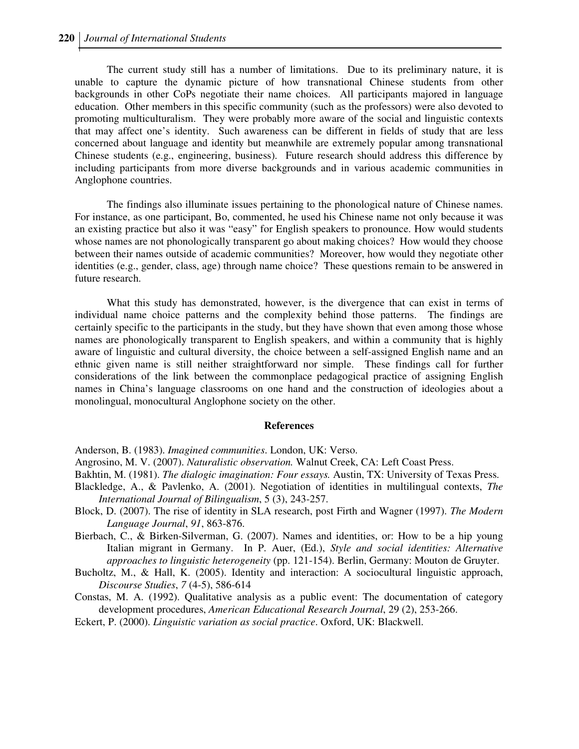The current study still has a number of limitations. Due to its preliminary nature, it is unable to capture the dynamic picture of how transnational Chinese students from other backgrounds in other CoPs negotiate their name choices. All participants majored in language education. Other members in this specific community (such as the professors) were also devoted to promoting multiculturalism. They were probably more aware of the social and linguistic contexts that may affect one's identity. Such awareness can be different in fields of study that are less concerned about language and identity but meanwhile are extremely popular among transnational Chinese students (e.g., engineering, business). Future research should address this difference by including participants from more diverse backgrounds and in various academic communities in Anglophone countries.

The findings also illuminate issues pertaining to the phonological nature of Chinese names. For instance, as one participant, Bo, commented, he used his Chinese name not only because it was an existing practice but also it was "easy" for English speakers to pronounce. How would students whose names are not phonologically transparent go about making choices? How would they choose between their names outside of academic communities? Moreover, how would they negotiate other identities (e.g., gender, class, age) through name choice? These questions remain to be answered in future research.

What this study has demonstrated, however, is the divergence that can exist in terms of individual name choice patterns and the complexity behind those patterns. The findings are certainly specific to the participants in the study, but they have shown that even among those whose names are phonologically transparent to English speakers, and within a community that is highly aware of linguistic and cultural diversity, the choice between a self-assigned English name and an ethnic given name is still neither straightforward nor simple. These findings call for further considerations of the link between the commonplace pedagogical practice of assigning English names in China's language classrooms on one hand and the construction of ideologies about a monolingual, monocultural Anglophone society on the other.

## References

Anderson, B. (1983). *Imagined communities*. London, UK: Verso.

Angrosino, M. V. (2007). *Naturalistic observation.* Walnut Creek, CA: Left Coast Press.

Bakhtin, M. (1981). *The dialogic imagination: Four essays.* Austin, TX: University of Texas Press.

Blackledge, A., & Pavlenko, A. (2001). Negotiation of identities in multilingual contexts, *The International Journal of Bilingualism*, 5 (3), 243-257.

Block, D. (2007). The rise of identity in SLA research, post Firth and Wagner (1997). *The Modern Language Journal*, *91*, 863-876.

Bierbach, C., & Birken-Silverman, G. (2007). Names and identities, or: How to be a hip young Italian migrant in Germany. In P. Auer, (Ed.), *Style and social identities: Alternative approaches to linguistic heterogeneity* (pp. 121-154). Berlin, Germany: Mouton de Gruyter.

Bucholtz, M., & Hall, K. (2005). Identity and interaction: A sociocultural linguistic approach, *Discourse Studies*, *7* (4-5), 586-614

Constas, M. A. (1992). Qualitative analysis as a public event: The documentation of category development procedures, *American Educational Research Journal*, 29 (2), 253-266.

Eckert, P. (2000). *Linguistic variation as social practice*. Oxford, UK: Blackwell.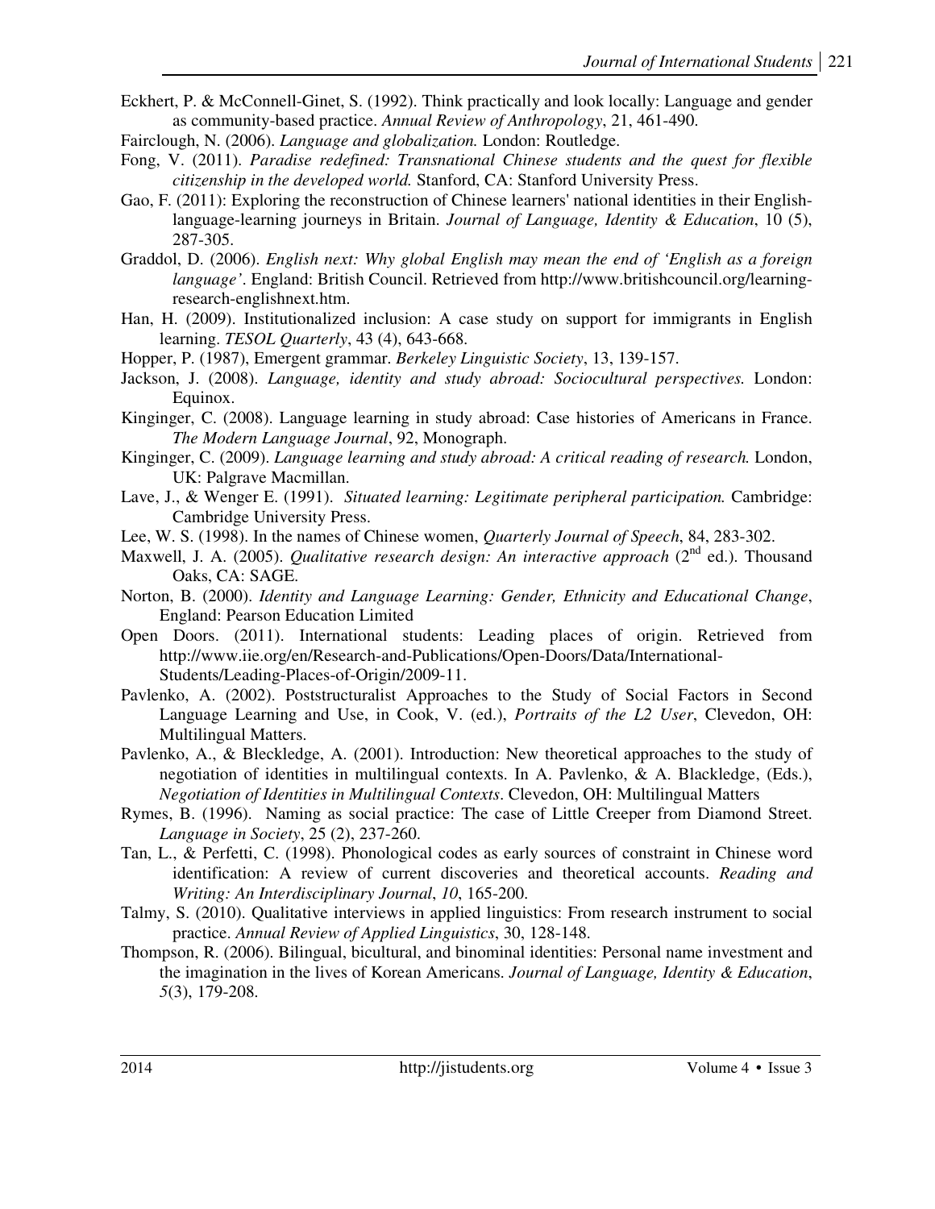Eckhert, P. & McConnell-Ginet, S. (1992). Think practically and look locally: Language and gender as community-based practice. *Annual Review of Anthropology*, 21, 461-490.

Fairclough, N. (2006). *Language and globalization.* London: Routledge.

Fong, V. (2011). *Paradise redefined: Transnational Chinese students and the quest for flexible citizenship in the developed world.* Stanford, CA: Stanford University Press.

Gao, F. (2011): Exploring the reconstruction of Chinese learners' national identities in their English-language-learning journeys in Britain. *Journal of Language, Identity & Education*, 10 (5), 287-305.

Graddol, D. (2006). *English next: Why global English may mean the end of 'English as a foreign language'*. England: British Council. Retrieved from http://www.britishcouncil.org/learning-research-englishnext.htm.

Han, H. (2009). Institutionalized inclusion: A case study on support for immigrants in English learning. *TESOL Quarterly*, 43 (4), 643-668.

Hopper, P. (1987), Emergent grammar. *Berkeley Linguistic Society*, 13, 139-157.

Jackson, J. (2008). *Language, identity and study abroad: Sociocultural perspectives.* London: Equinox.

Kinginger, C. (2008). Language learning in study abroad: Case histories of Americans in France. *The Modern Language Journal*, 92, Monograph.

Kinginger, C. (2009). *Language learning and study abroad: A critical reading of research.* London, UK: Palgrave Macmillan.

Lave, J., & Wenger E. (1991). *Situated learning: Legitimate peripheral participation.* Cambridge: Cambridge University Press.

Lee, W. S. (1998). In the names of Chinese women, *Quarterly Journal of Speech*, 84, 283-302.

Maxwell, J. A. (2005). *Qualitative research design: An interactive approach* (2nd ed.). Thousand Oaks, CA: SAGE.

Norton, B. (2000). *Identity and Language Learning: Gender, Ethnicity and Educational Change*, England: Pearson Education Limited

Open Doors. (2011). International students: Leading places of origin. Retrieved from http://www.iie.org/en/Research-and-Publications/Open-Doors/Data/International-Students/Leading-Places-of-Origin/2009-11.

Pavlenko, A. (2002). Poststructuralist Approaches to the Study of Social Factors in Second Language Learning and Use, in Cook, V. (ed.), *Portraits of the L2 User*, Clevedon, OH: Multilingual Matters.

Pavlenko, A., & Bleckledge, A. (2001). Introduction: New theoretical approaches to the study of negotiation of identities in multilingual contexts. In A. Pavlenko, & A. Blackledge, (Eds.), *Negotiation of Identities in Multilingual Contexts*. Clevedon, OH: Multilingual Matters

Rymes, B. (1996). Naming as social practice: The case of Little Creeper from Diamond Street. *Language in Society*, 25 (2), 237-260.

Tan, L., & Perfetti, C. (1998). Phonological codes as early sources of constraint in Chinese word identification: A review of current discoveries and theoretical accounts. *Reading and Writing: An Interdisciplinary Journal*, *10*, 165-200.

Talmy, S. (2010). Qualitative interviews in applied linguistics: From research instrument to social practice. *Annual Review of Applied Linguistics*, 30, 128-148.

Thompson, R. (2006). Bilingual, bicultural, and binominal identities: Personal name investment and the imagination in the lives of Korean Americans. *Journal of Language, Identity & Education*, *5*(3), 179-208.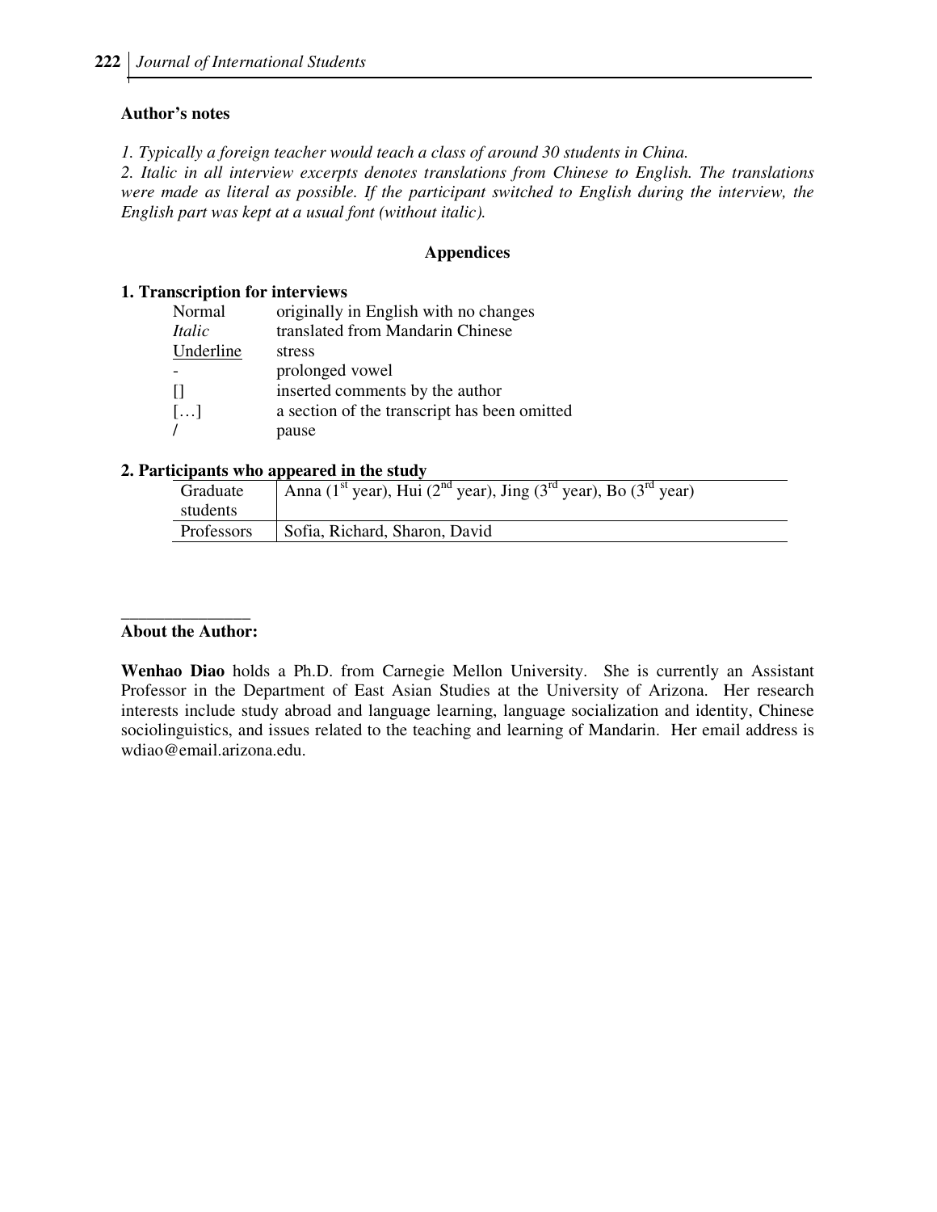**Author's notes**

*1. Typically a foreign teacher would teach a class of around 30 students in China.*
*2. Italic in all interview excerpts denotes translations from Chinese to English. The translations were made as literal as possible. If the participant switched to English during the interview, the English part was kept at a usual font (without italic).*

## Appendices

### 1. Transcription for interviews

| | |
|---|---|
| Normal | originally in English with no changes |
| *Italic* | translated from Mandarin Chinese |
| <u>Underline</u> | stress |
| - | prolonged vowel |
| [] | inserted comments by the author |
| […] | a section of the transcript has been omitted |
| / | pause |

### 2. Participants who appeared in the study

| | |
|---|---|
| Graduate students | Anna (1st year), Hui (2nd year), Jing (3rd year), Bo (3rd year) |
| Professors | Sofia, Richard, Sharon, David |

---

**About the Author:**

**Wenhao Diao** holds a Ph.D. from Carnegie Mellon University. She is currently an Assistant Professor in the Department of East Asian Studies at the University of Arizona. Her research interests include study abroad and language learning, language socialization and identity, Chinese sociolinguistics, and issues related to the teaching and learning of Mandarin. Her email address is wdiao@email.arizona.edu.